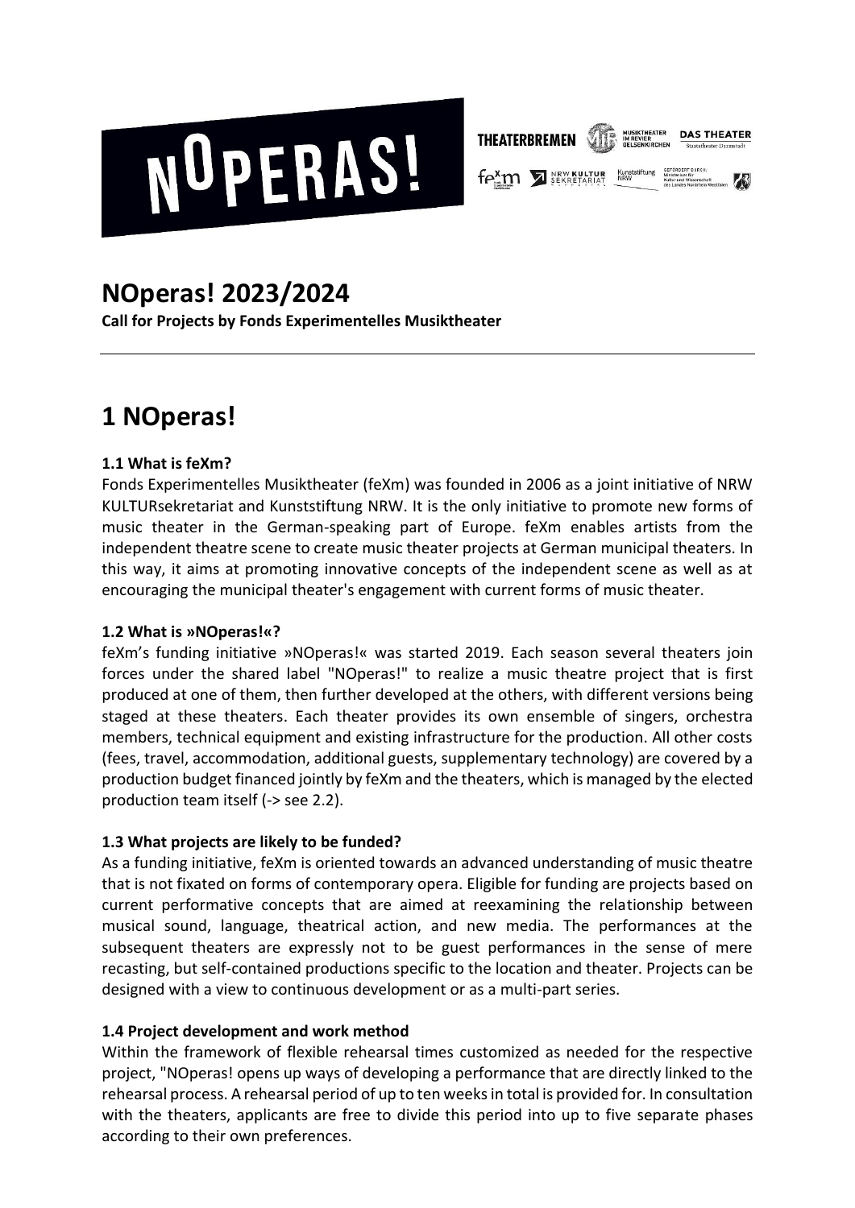# NOperas! 2023/2024

**Call for Projects by Fonds Experimentelles Musiktheater**

---

# 1 NOperas!

### 1.1 What is feXm?

Fonds Experimentelles Musiktheater (feXm) was founded in 2006 as a joint initiative of NRW KULTURsekretariat and Kunststiftung NRW. It is the only initiative to promote new forms of music theater in the German-speaking part of Europe. feXm enables artists from the independent theatre scene to create music theater projects at German municipal theaters. In this way, it aims at promoting innovative concepts of the independent scene as well as at encouraging the municipal theater's engagement with current forms of music theater.

### 1.2 What is »NOperas!«?

feXm's funding initiative »NOperas!« was started 2019. Each season several theaters join forces under the shared label "NOperas!" to realize a music theatre project that is first produced at one of them, then further developed at the others, with different versions being staged at these theaters. Each theater provides its own ensemble of singers, orchestra members, technical equipment and existing infrastructure for the production. All other costs (fees, travel, accommodation, additional guests, supplementary technology) are covered by a production budget financed jointly by feXm and the theaters, which is managed by the elected production team itself (-> see 2.2).

### 1.3 What projects are likely to be funded?

As a funding initiative, feXm is oriented towards an advanced understanding of music theatre that is not fixated on forms of contemporary opera. Eligible for funding are projects based on current performative concepts that are aimed at reexamining the relationship between musical sound, language, theatrical action, and new media. The performances at the subsequent theaters are expressly not to be guest performances in the sense of mere recasting, but self-contained productions specific to the location and theater. Projects can be designed with a view to continuous development or as a multi-part series.

### 1.4 Project development and work method

Within the framework of flexible rehearsal times customized as needed for the respective project, "NOperas! opens up ways of developing a performance that are directly linked to the rehearsal process. A rehearsal period of up to ten weeks in total is provided for. In consultation with the theaters, applicants are free to divide this period into up to five separate phases according to their own preferences.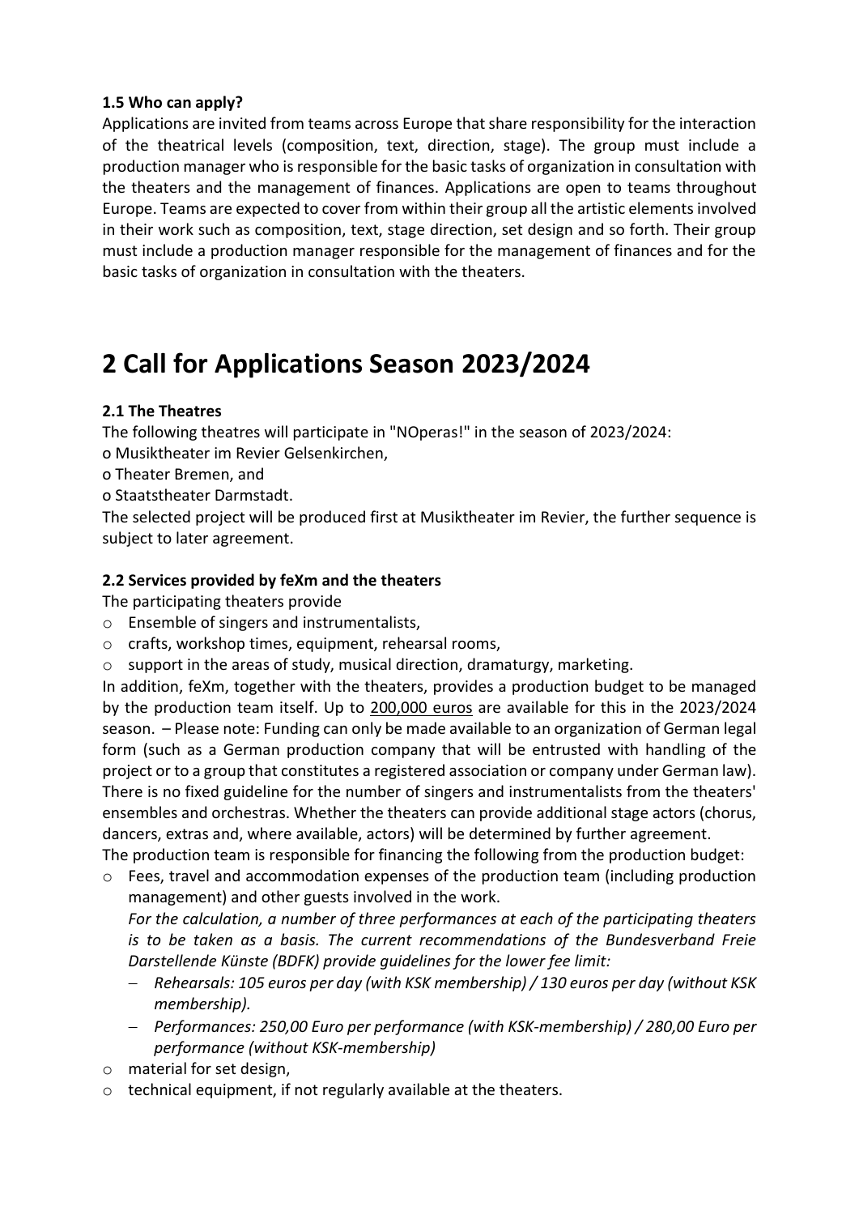### 1.5 Who can apply?

Applications are invited from teams across Europe that share responsibility for the interaction of the theatrical levels (composition, text, direction, stage). The group must include a production manager who is responsible for the basic tasks of organization in consultation with the theaters and the management of finances. Applications are open to teams throughout Europe. Teams are expected to cover from within their group all the artistic elements involved in their work such as composition, text, stage direction, set design and so forth. Their group must include a production manager responsible for the management of finances and for the basic tasks of organization in consultation with the theaters.

# 2 Call for Applications Season 2023/2024

### 2.1 The Theatres

The following theatres will participate in "NOperas!" in the season of 2023/2024:

- Musiktheater im Revier Gelsenkirchen,
- Theater Bremen, and
- Staatstheater Darmstadt.

The selected project will be produced first at Musiktheater im Revier, the further sequence is subject to later agreement.

### 2.2 Services provided by feXm and the theaters

The participating theaters provide

- Ensemble of singers and instrumentalists,
- crafts, workshop times, equipment, rehearsal rooms,
- support in the areas of study, musical direction, dramaturgy, marketing.

In addition, feXm, together with the theaters, provides a production budget to be managed by the production team itself. Up to 200,000 euros are available for this in the 2023/2024 season. – Please note: Funding can only be made available to an organization of German legal form (such as a German production company that will be entrusted with handling of the project or to a group that constitutes a registered association or company under German law). There is no fixed guideline for the number of singers and instrumentalists from the theaters' ensembles and orchestras. Whether the theaters can provide additional stage actors (chorus, dancers, extras and, where available, actors) will be determined by further agreement.

The production team is responsible for financing the following from the production budget:

- Fees, travel and accommodation expenses of the production team (including production management) and other guests involved in the work.
  *For the calculation, a number of three performances at each of the participating theaters is to be taken as a basis. The current recommendations of the Bundesverband Freie Darstellende Künste (BDFK) provide guidelines for the lower fee limit:*
  - *Rehearsals: 105 euros per day (with KSK membership) / 130 euros per day (without KSK membership).*
  - *Performances: 250,00 Euro per performance (with KSK-membership) / 280,00 Euro per performance (without KSK-membership)*
- material for set design,
- technical equipment, if not regularly available at the theaters.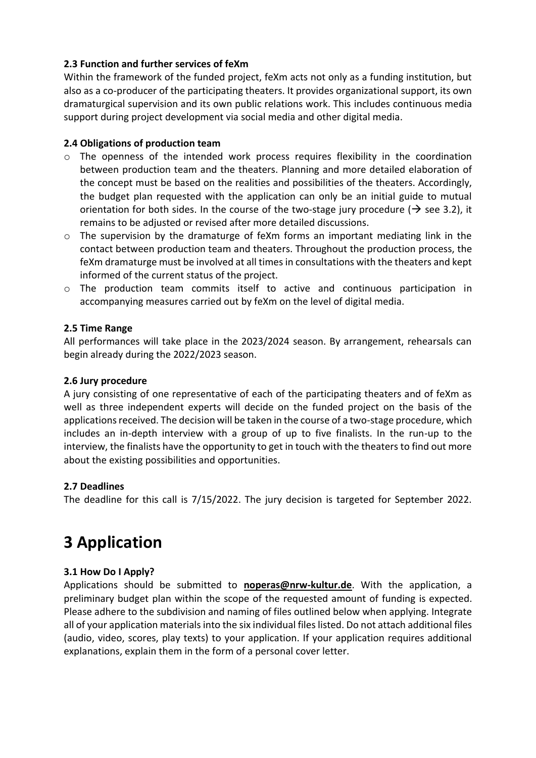### 2.3 Function and further services of feXm

Within the framework of the funded project, feXm acts not only as a funding institution, but also as a co-producer of the participating theaters. It provides organizational support, its own dramaturgical supervision and its own public relations work. This includes continuous media support during project development via social media and other digital media.

### 2.4 Obligations of production team

- The openness of the intended work process requires flexibility in the coordination between production team and the theaters. Planning and more detailed elaboration of the concept must be based on the realities and possibilities of the theaters. Accordingly, the budget plan requested with the application can only be an initial guide to mutual orientation for both sides. In the course of the two-stage jury procedure (→ see 3.2), it remains to be adjusted or revised after more detailed discussions.
- The supervision by the dramaturge of feXm forms an important mediating link in the contact between production team and theaters. Throughout the production process, the feXm dramaturge must be involved at all times in consultations with the theaters and kept informed of the current status of the project.
- The production team commits itself to active and continuous participation in accompanying measures carried out by feXm on the level of digital media.

### 2.5 Time Range

All performances will take place in the 2023/2024 season. By arrangement, rehearsals can begin already during the 2022/2023 season.

### 2.6 Jury procedure

A jury consisting of one representative of each of the participating theaters and of feXm as well as three independent experts will decide on the funded project on the basis of the applications received. The decision will be taken in the course of a two-stage procedure, which includes an in-depth interview with a group of up to five finalists. In the run-up to the interview, the finalists have the opportunity to get in touch with the theaters to find out more about the existing possibilities and opportunities.

### 2.7 Deadlines

The deadline for this call is 7/15/2022. The jury decision is targeted for September 2022.

# 3 Application

### 3.1 How Do I Apply?

Applications should be submitted to **noperas@nrw-kultur.de**. With the application, a preliminary budget plan within the scope of the requested amount of funding is expected. Please adhere to the subdivision and naming of files outlined below when applying. Integrate all of your application materials into the six individual files listed. Do not attach additional files (audio, video, scores, play texts) to your application. If your application requires additional explanations, explain them in the form of a personal cover letter.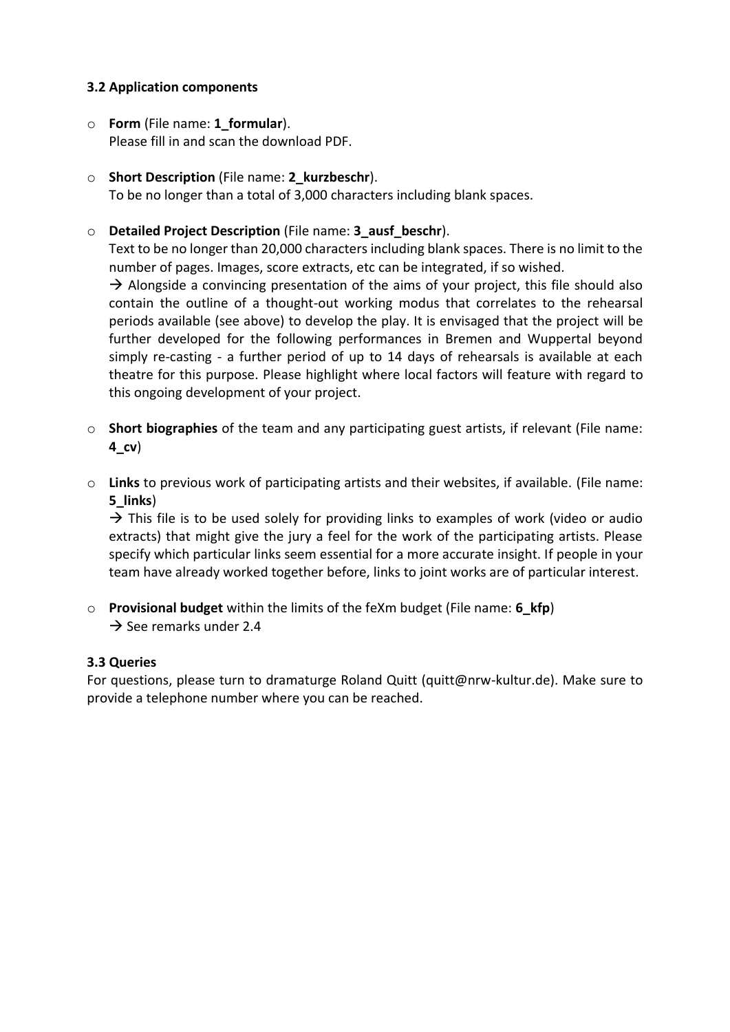### 3.2 Application components

- **Form** (File name: **1_formular**).
  Please fill in and scan the download PDF.

- **Short Description** (File name: **2_kurzbeschr**).
  To be no longer than a total of 3,000 characters including blank spaces.

- **Detailed Project Description** (File name: **3_ausf_beschr**).
  Text to be no longer than 20,000 characters including blank spaces. There is no limit to the number of pages. Images, score extracts, etc can be integrated, if so wished.
  → Alongside a convincing presentation of the aims of your project, this file should also contain the outline of a thought-out working modus that correlates to the rehearsal periods available (see above) to develop the play. It is envisaged that the project will be further developed for the following performances in Bremen and Wuppertal beyond simply re-casting - a further period of up to 14 days of rehearsals is available at each theatre for this purpose. Please highlight where local factors will feature with regard to this ongoing development of your project.

- **Short biographies** of the team and any participating guest artists, if relevant (File name: **4_cv**)

- **Links** to previous work of participating artists and their websites, if available. (File name: **5_links**)
  → This file is to be used solely for providing links to examples of work (video or audio extracts) that might give the jury a feel for the work of the participating artists. Please specify which particular links seem essential for a more accurate insight. If people in your team have already worked together before, links to joint works are of particular interest.

- **Provisional budget** within the limits of the feXm budget (File name: **6_kfp**)
  → See remarks under 2.4

### 3.3 Queries

For questions, please turn to dramaturge Roland Quitt (quitt@nrw-kultur.de). Make sure to provide a telephone number where you can be reached.